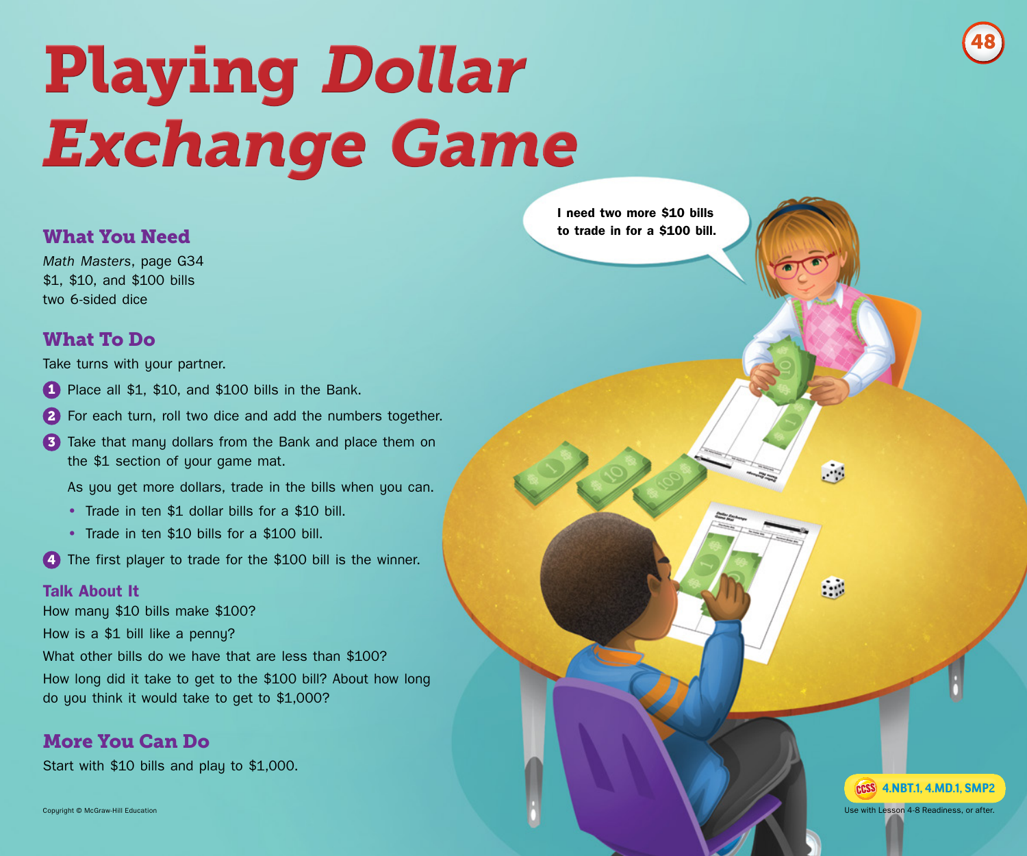# Playing *Dollar Exchange Game*

## What You Need

*Math Masters*, page G34
$1, $10, and $100 bills
two 6-sided dice

## What To Do

Take turns with your partner.

1. Place all $1, $10, and $100 bills in the Bank.
2. For each turn, roll two dice and add the numbers together.
3. Take that many dollars from the Bank and place them on the $1 section of your game mat.

   As you get more dollars, trade in the bills when you can.

   - Trade in ten $1 dollar bills for a $10 bill.
   - Trade in ten $10 bills for a $100 bill.
4. The first player to trade for the $100 bill is the winner.

### Talk About It

How many $10 bills make $100?
How is a $1 bill like a penny?
What other bills do we have that are less than $100?
How long did it take to get to the $100 bill? About how long do you think it would take to get to $1,000?

## More You Can Do

Start with $10 bills and play to $1,000.

I need two more $10 bills to trade in for a $100 bill.

CCSS 4.NBT.1, 4.MD.1, SMP2

Use with Lesson 4-8 Readiness, or after.

Copyright © McGraw-Hill Education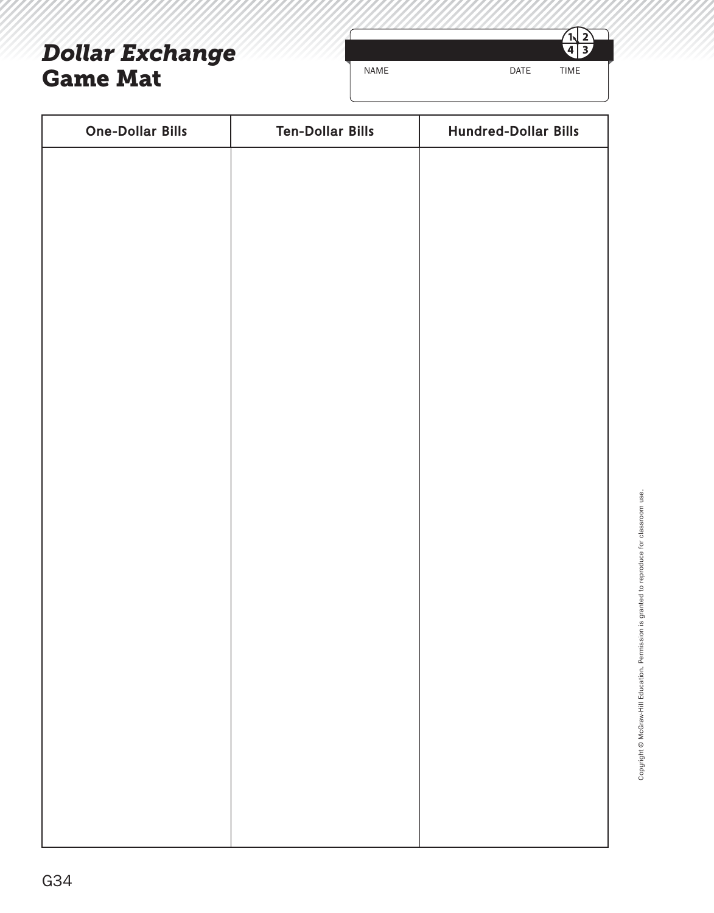# *Dollar Exchange* Game Mat

NAME DATE TIME

| One-Dollar Bills | Ten-Dollar Bills | Hundred-Dollar Bills |
| --- | --- | --- |
| | | |

Copyright © McGraw-Hill Education. Permission is granted to reproduce for classroom use.